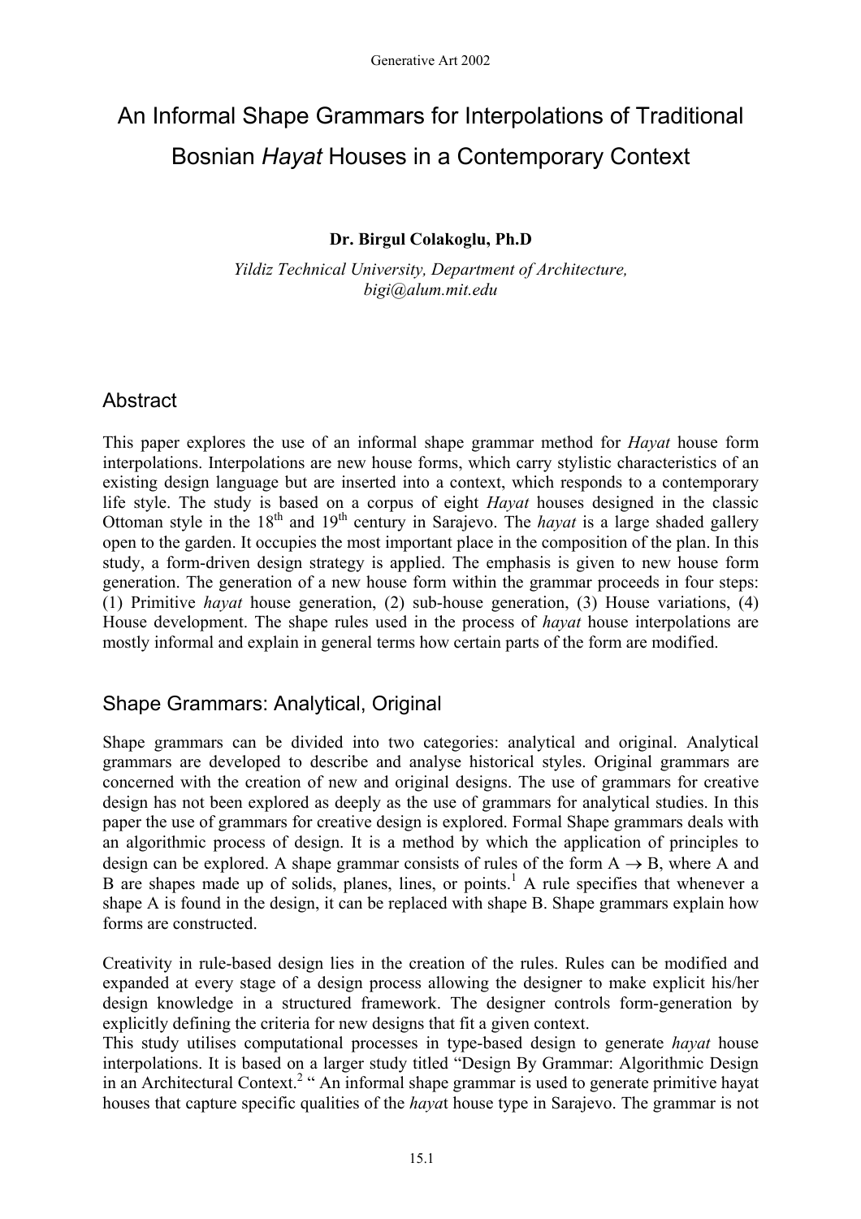# An Informal Shape Grammars for Interpolations of Traditional Bosnian *Hayat* Houses in a Contemporary Context

**Dr. Birgul Colakoglu, Ph.D**

*Yildiz Technical University, Department of Architecture,*
*bigi@alum.mit.edu*

## Abstract

This paper explores the use of an informal shape grammar method for *Hayat* house form interpolations. Interpolations are new house forms, which carry stylistic characteristics of an existing design language but are inserted into a context, which responds to a contemporary life style. The study is based on a corpus of eight *Hayat* houses designed in the classic Ottoman style in the 18th and 19th century in Sarajevo. The *hayat* is a large shaded gallery open to the garden. It occupies the most important place in the composition of the plan. In this study, a form-driven design strategy is applied. The emphasis is given to new house form generation. The generation of a new house form within the grammar proceeds in four steps: (1) Primitive *hayat* house generation, (2) sub-house generation, (3) House variations, (4) House development. The shape rules used in the process of *hayat* house interpolations are mostly informal and explain in general terms how certain parts of the form are modified.

## Shape Grammars: Analytical, Original

Shape grammars can be divided into two categories: analytical and original. Analytical grammars are developed to describe and analyse historical styles. Original grammars are concerned with the creation of new and original designs. The use of grammars for creative design has not been explored as deeply as the use of grammars for analytical studies. In this paper the use of grammars for creative design is explored. Formal Shape grammars deals with an algorithmic process of design. It is a method by which the application of principles to design can be explored. A shape grammar consists of rules of the form $A \rightarrow B$, where A and B are shapes made up of solids, planes, lines, or points.[1] A rule specifies that whenever a shape A is found in the design, it can be replaced with shape B. Shape grammars explain how forms are constructed.

Creativity in rule-based design lies in the creation of the rules. Rules can be modified and expanded at every stage of a design process allowing the designer to make explicit his/her design knowledge in a structured framework. The designer controls form-generation by explicitly defining the criteria for new designs that fit a given context.

This study utilises computational processes in type-based design to generate *hayat* house interpolations. It is based on a larger study titled "Design By Grammar: Algorithmic Design in an Architectural Context.[2] " An informal shape grammar is used to generate primitive hayat houses that capture specific qualities of the *hayat* house type in Sarajevo. The grammar is not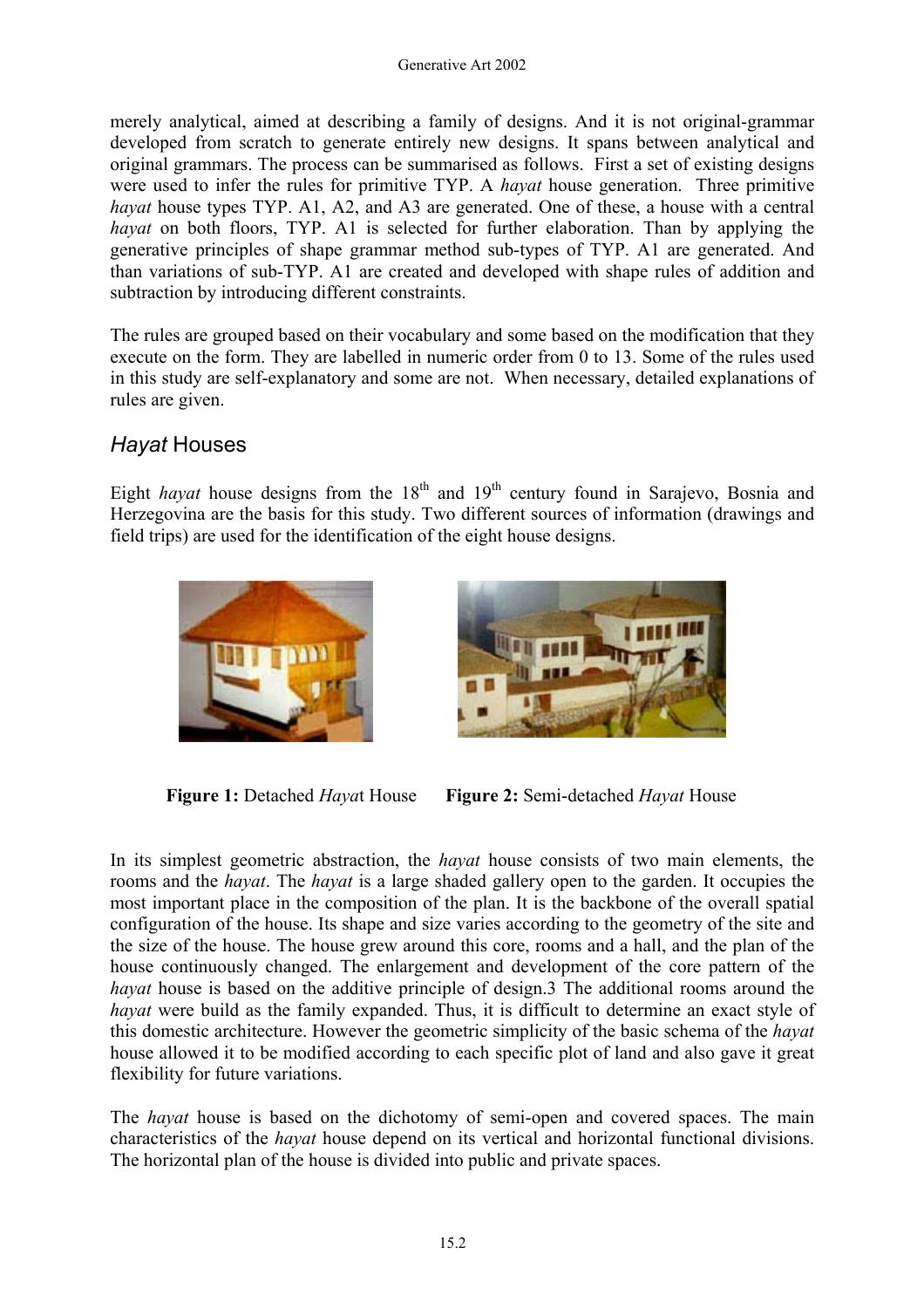merely analytical, aimed at describing a family of designs. And it is not original-grammar developed from scratch to generate entirely new designs. It spans between analytical and original grammars. The process can be summarised as follows. First a set of existing designs were used to infer the rules for primitive TYP. A *hayat* house generation. Three primitive *hayat* house types TYP. A1, A2, and A3 are generated. One of these, a house with a central *hayat* on both floors, TYP. A1 is selected for further elaboration. Than by applying the generative principles of shape grammar method sub-types of TYP. A1 are generated. And than variations of sub-TYP. A1 are created and developed with shape rules of addition and subtraction by introducing different constraints.

The rules are grouped based on their vocabulary and some based on the modification that they execute on the form. They are labelled in numeric order from 0 to 13. Some of the rules used in this study are self-explanatory and some are not. When necessary, detailed explanations of rules are given.

## *Hayat* Houses

Eight *hayat* house designs from the 18th and 19th century found in Sarajevo, Bosnia and Herzegovina are the basis for this study. Two different sources of information (drawings and field trips) are used for the identification of the eight house designs.

**Figure 1:** Detached *Haya*t House

**Figure 2:** Semi-detached *Hayat* House

In its simplest geometric abstraction, the *hayat* house consists of two main elements, the rooms and the *hayat*. The *hayat* is a large shaded gallery open to the garden. It occupies the most important place in the composition of the plan. It is the backbone of the overall spatial configuration of the house. Its shape and size varies according to the geometry of the site and the size of the house. The house grew around this core, rooms and a hall, and the plan of the house continuously changed. The enlargement and development of the core pattern of the *hayat* house is based on the additive principle of design.3 The additional rooms around the *hayat* were build as the family expanded. Thus, it is difficult to determine an exact style of this domestic architecture. However the geometric simplicity of the basic schema of the *hayat* house allowed it to be modified according to each specific plot of land and also gave it great flexibility for future variations.

The *hayat* house is based on the dichotomy of semi-open and covered spaces. The main characteristics of the *hayat* house depend on its vertical and horizontal functional divisions. The horizontal plan of the house is divided into public and private spaces.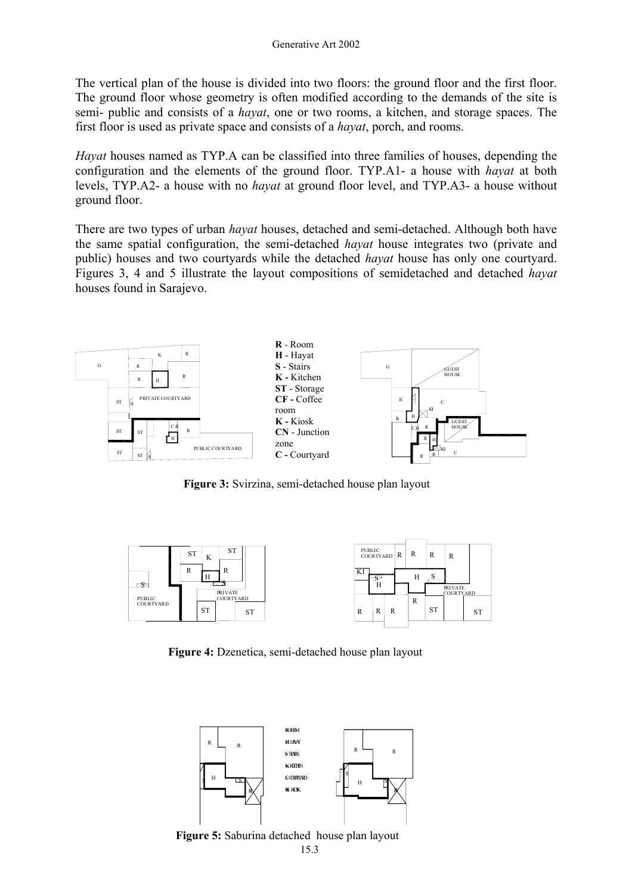The vertical plan of the house is divided into two floors: the ground floor and the first floor. The ground floor whose geometry is often modified according to the demands of the site is semi- public and consists of a *hayat*, one or two rooms, a kitchen, and storage spaces. The first floor is used as private space and consists of a *hayat*, porch, and rooms.

*Hayat* houses named as TYP.A can be classified into three families of houses, depending the configuration and the elements of the ground floor. TYP.A1- a house with *hayat* at both levels, TYP.A2- a house with no *hayat* at ground floor level, and TYP.A3- a house without ground floor.

There are two types of urban *hayat* houses, detached and semi-detached. Although both have the same spatial configuration, the semi-detached *hayat* house integrates two (private and public) houses and two courtyards while the detached *hayat* house has only one courtyard. Figures 3, 4 and 5 illustrate the layout compositions of semidetached and detached *hayat* houses found in Sarajevo.

**R** - Room
**H** - Hayat
**S** - Stairs
**K -** Kitchen
**ST** - Storage
**CF -** Coffee room
**K -** Kiosk
**CN** - Junction zone
**C -** Courtyard

**Figure 3:** Svirzina, semi-detached house plan layout

**Figure 4:** Dzenetica, semi-detached house plan layout

**Figure 5:** Saburina detached house plan layout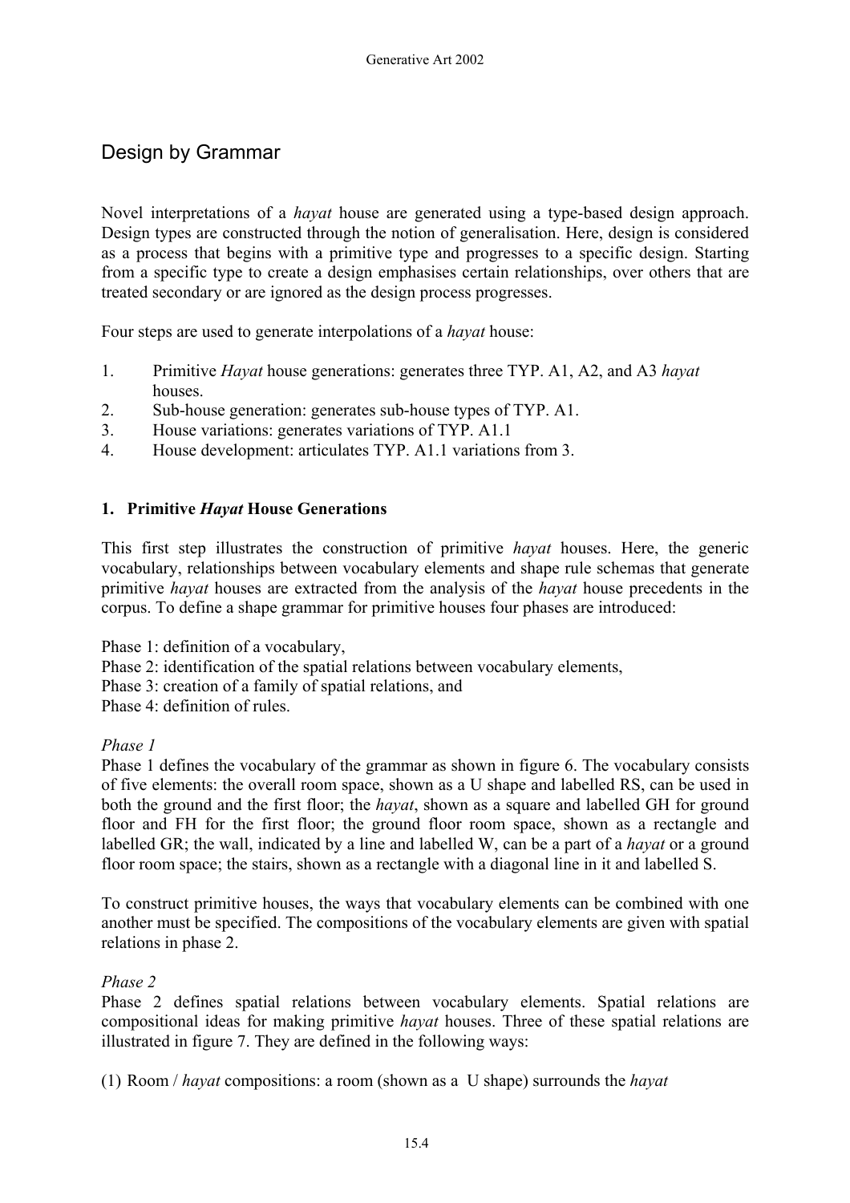## Design by Grammar

Novel interpretations of a *hayat* house are generated using a type-based design approach. Design types are constructed through the notion of generalisation. Here, design is considered as a process that begins with a primitive type and progresses to a specific design. Starting from a specific type to create a design emphasises certain relationships, over others that are treated secondary or are ignored as the design process progresses.

Four steps are used to generate interpolations of a *hayat* house:

1. Primitive *Hayat* house generations: generates three TYP. A1, A2, and A3 *hayat* houses.
2. Sub-house generation: generates sub-house types of TYP. A1.
3. House variations: generates variations of TYP. A1.1
4. House development: articulates TYP. A1.1 variations from 3.

### 1. Primitive *Hayat* House Generations

This first step illustrates the construction of primitive *hayat* houses. Here, the generic vocabulary, relationships between vocabulary elements and shape rule schemas that generate primitive *hayat* houses are extracted from the analysis of the *hayat* house precedents in the corpus. To define a shape grammar for primitive houses four phases are introduced:

Phase 1: definition of a vocabulary,
Phase 2: identification of the spatial relations between vocabulary elements,
Phase 3: creation of a family of spatial relations, and
Phase 4: definition of rules.

*Phase 1*
Phase 1 defines the vocabulary of the grammar as shown in figure 6. The vocabulary consists of five elements: the overall room space, shown as a U shape and labelled RS, can be used in both the ground and the first floor; the *hayat*, shown as a square and labelled GH for ground floor and FH for the first floor; the ground floor room space, shown as a rectangle and labelled GR; the wall, indicated by a line and labelled W, can be a part of a *hayat* or a ground floor room space; the stairs, shown as a rectangle with a diagonal line in it and labelled S.

To construct primitive houses, the ways that vocabulary elements can be combined with one another must be specified. The compositions of the vocabulary elements are given with spatial relations in phase 2.

*Phase 2*
Phase 2 defines spatial relations between vocabulary elements. Spatial relations are compositional ideas for making primitive *hayat* houses. Three of these spatial relations are illustrated in figure 7. They are defined in the following ways:

(1) Room / *hayat* compositions: a room (shown as a U shape) surrounds the *hayat*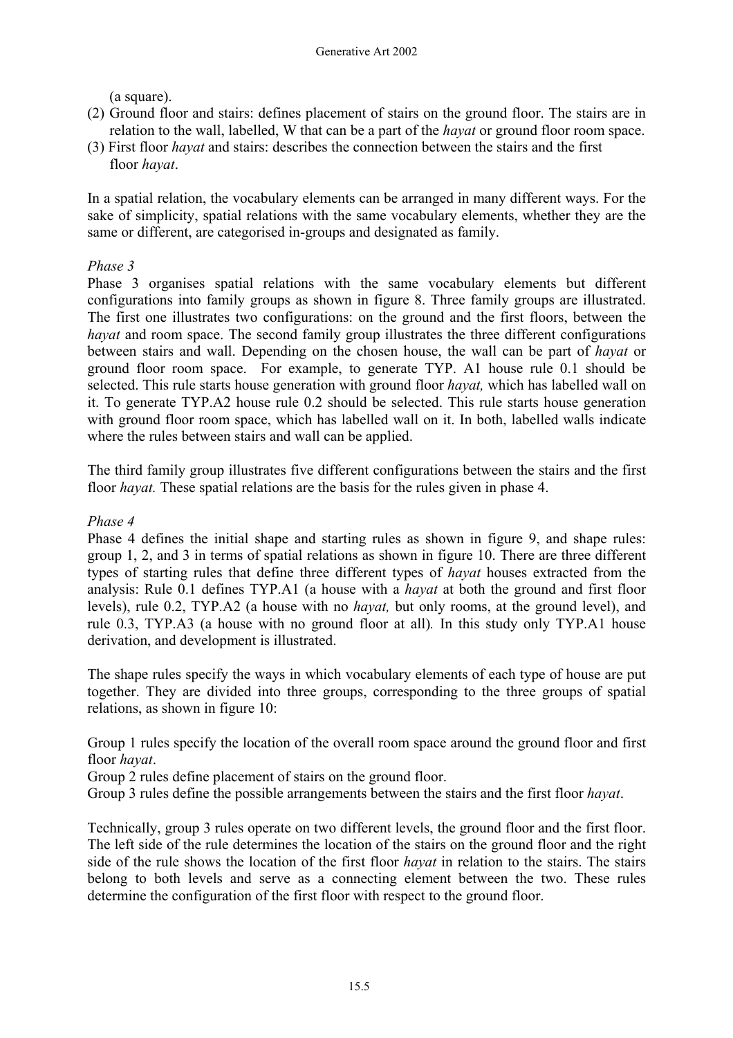(a square).

(2) Ground floor and stairs: defines placement of stairs on the ground floor. The stairs are in relation to the wall, labelled, W that can be a part of the *hayat* or ground floor room space.

(3) First floor *hayat* and stairs: describes the connection between the stairs and the first floor *hayat*.

In a spatial relation, the vocabulary elements can be arranged in many different ways. For the sake of simplicity, spatial relations with the same vocabulary elements, whether they are the same or different, are categorised in-groups and designated as family.

*Phase 3*

Phase 3 organises spatial relations with the same vocabulary elements but different configurations into family groups as shown in figure 8. Three family groups are illustrated. The first one illustrates two configurations: on the ground and the first floors, between the *hayat* and room space. The second family group illustrates the three different configurations between stairs and wall. Depending on the chosen house, the wall can be part of *hayat* or ground floor room space. For example, to generate TYP. A1 house rule 0.1 should be selected. This rule starts house generation with ground floor *hayat,* which has labelled wall on it. To generate TYP.A2 house rule 0.2 should be selected. This rule starts house generation with ground floor room space, which has labelled wall on it. In both, labelled walls indicate where the rules between stairs and wall can be applied.

The third family group illustrates five different configurations between the stairs and the first floor *hayat.* These spatial relations are the basis for the rules given in phase 4.

*Phase 4*

Phase 4 defines the initial shape and starting rules as shown in figure 9, and shape rules: group 1, 2, and 3 in terms of spatial relations as shown in figure 10. There are three different types of starting rules that define three different types of *hayat* houses extracted from the analysis: Rule 0.1 defines TYP.A1 (a house with a *hayat* at both the ground and first floor levels), rule 0.2, TYP.A2 (a house with no *hayat,* but only rooms, at the ground level), and rule 0.3, TYP.A3 (a house with no ground floor at all)*.* In this study only TYP.A1 house derivation, and development is illustrated.

The shape rules specify the ways in which vocabulary elements of each type of house are put together. They are divided into three groups, corresponding to the three groups of spatial relations, as shown in figure 10:

Group 1 rules specify the location of the overall room space around the ground floor and first floor *hayat*.

Group 2 rules define placement of stairs on the ground floor.

Group 3 rules define the possible arrangements between the stairs and the first floor *hayat*.

Technically, group 3 rules operate on two different levels, the ground floor and the first floor. The left side of the rule determines the location of the stairs on the ground floor and the right side of the rule shows the location of the first floor *hayat* in relation to the stairs. The stairs belong to both levels and serve as a connecting element between the two. These rules determine the configuration of the first floor with respect to the ground floor.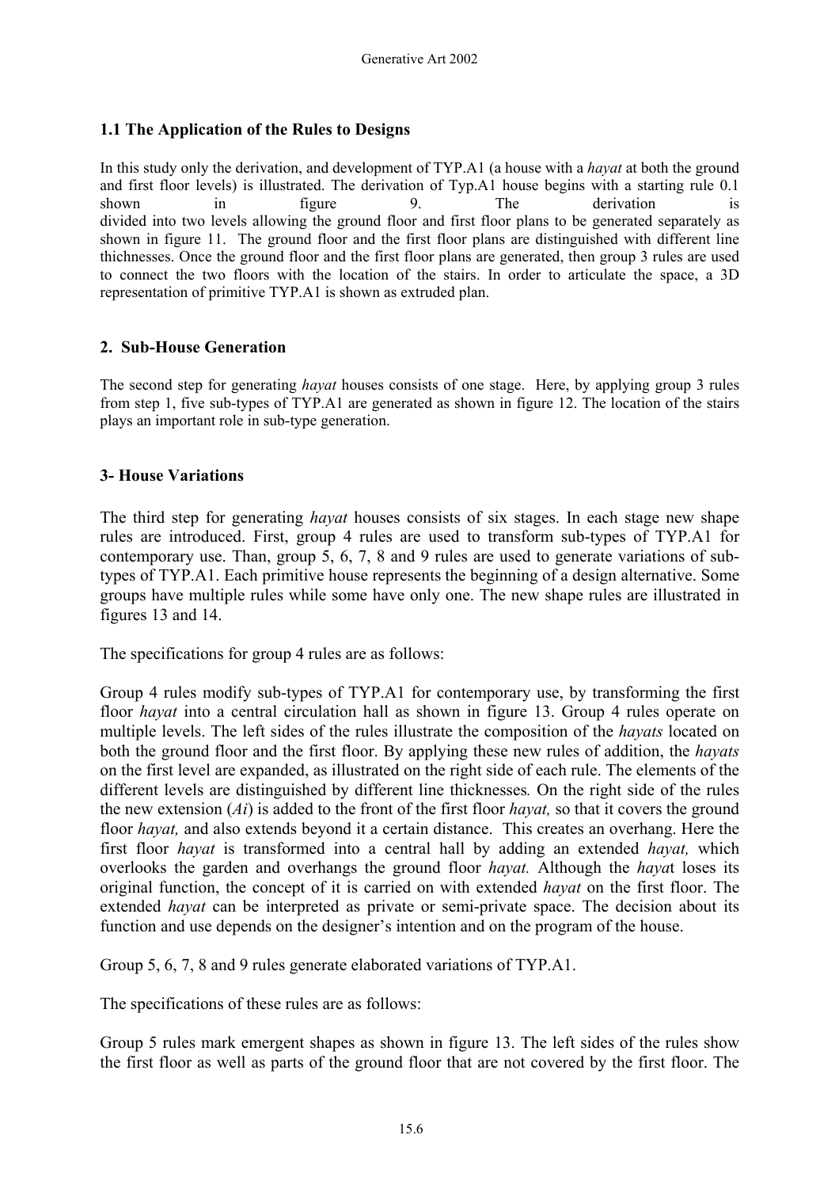### 1.1 The Application of the Rules to Designs

In this study only the derivation, and development of TYP.A1 (a house with a *hayat* at both the ground and first floor levels) is illustrated. The derivation of Typ.A1 house begins with a starting rule 0.1 shown in figure 9. The derivation is divided into two levels allowing the ground floor and first floor plans to be generated separately as shown in figure 11. The ground floor and the first floor plans are distinguished with different line thichnesses. Once the ground floor and the first floor plans are generated, then group 3 rules are used to connect the two floors with the location of the stairs. In order to articulate the space, a 3D representation of primitive TYP.A1 is shown as extruded plan.

## 2. Sub-House Generation

The second step for generating *hayat* houses consists of one stage. Here, by applying group 3 rules from step 1, five sub-types of TYP.A1 are generated as shown in figure 12. The location of the stairs plays an important role in sub-type generation.

## 3- House Variations

The third step for generating *hayat* houses consists of six stages. In each stage new shape rules are introduced. First, group 4 rules are used to transform sub-types of TYP.A1 for contemporary use. Than, group 5, 6, 7, 8 and 9 rules are used to generate variations of sub-types of TYP.A1. Each primitive house represents the beginning of a design alternative. Some groups have multiple rules while some have only one. The new shape rules are illustrated in figures 13 and 14.

The specifications for group 4 rules are as follows:

Group 4 rules modify sub-types of TYP.A1 for contemporary use, by transforming the first floor *hayat* into a central circulation hall as shown in figure 13. Group 4 rules operate on multiple levels. The left sides of the rules illustrate the composition of the *hayats* located on both the ground floor and the first floor. By applying these new rules of addition, the *hayats* on the first level are expanded, as illustrated on the right side of each rule. The elements of the different levels are distinguished by different line thicknesses*.* On the right side of the rules the new extension (*Ai*) is added to the front of the first floor *hayat,* so that it covers the ground floor *hayat,* and also extends beyond it a certain distance. This creates an overhang. Here the first floor *hayat* is transformed into a central hall by adding an extended *hayat,* which overlooks the garden and overhangs the ground floor *hayat.* Although the *haya*t loses its original function, the concept of it is carried on with extended *hayat* on the first floor. The extended *hayat* can be interpreted as private or semi-private space. The decision about its function and use depends on the designer's intention and on the program of the house.

Group 5, 6, 7, 8 and 9 rules generate elaborated variations of TYP.A1.

The specifications of these rules are as follows:

Group 5 rules mark emergent shapes as shown in figure 13. The left sides of the rules show the first floor as well as parts of the ground floor that are not covered by the first floor. The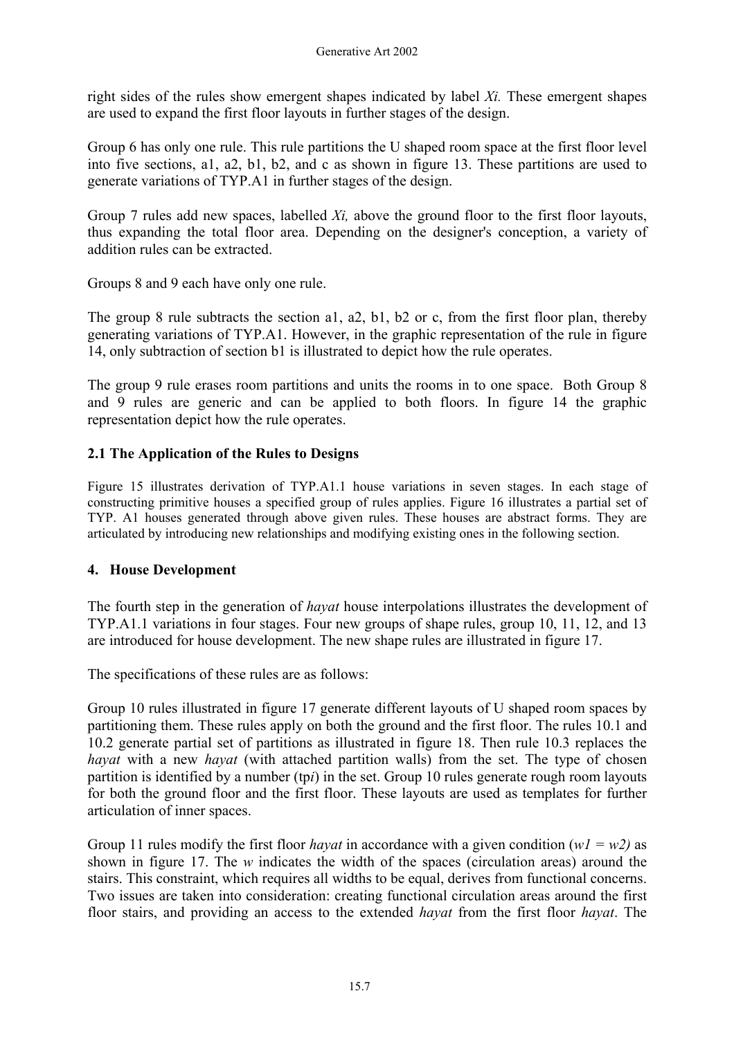right sides of the rules show emergent shapes indicated by label *Xi.* These emergent shapes are used to expand the first floor layouts in further stages of the design.

Group 6 has only one rule. This rule partitions the U shaped room space at the first floor level into five sections, a1, a2, b1, b2, and c as shown in figure 13. These partitions are used to generate variations of TYP.A1 in further stages of the design.

Group 7 rules add new spaces, labelled *Xi,* above the ground floor to the first floor layouts, thus expanding the total floor area. Depending on the designer's conception, a variety of addition rules can be extracted.

Groups 8 and 9 each have only one rule.

The group 8 rule subtracts the section a1, a2, b1, b2 or c, from the first floor plan, thereby generating variations of TYP.A1. However, in the graphic representation of the rule in figure 14, only subtraction of section b1 is illustrated to depict how the rule operates.

The group 9 rule erases room partitions and units the rooms in to one space. Both Group 8 and 9 rules are generic and can be applied to both floors. In figure 14 the graphic representation depict how the rule operates.

### 2.1 The Application of the Rules to Designs

Figure 15 illustrates derivation of TYP.A1.1 house variations in seven stages. In each stage of constructing primitive houses a specified group of rules applies. Figure 16 illustrates a partial set of TYP. A1 houses generated through above given rules. These houses are abstract forms. They are articulated by introducing new relationships and modifying existing ones in the following section.

### 4. House Development

The fourth step in the generation of *hayat* house interpolations illustrates the development of TYP.A1.1 variations in four stages. Four new groups of shape rules, group 10, 11, 12, and 13 are introduced for house development. The new shape rules are illustrated in figure 17.

The specifications of these rules are as follows:

Group 10 rules illustrated in figure 17 generate different layouts of U shaped room spaces by partitioning them. These rules apply on both the ground and the first floor. The rules 10.1 and 10.2 generate partial set of partitions as illustrated in figure 18. Then rule 10.3 replaces the *hayat* with a new *hayat* (with attached partition walls) from the set. The type of chosen partition is identified by a number (tp*i*) in the set. Group 10 rules generate rough room layouts for both the ground floor and the first floor. These layouts are used as templates for further articulation of inner spaces.

Group 11 rules modify the first floor *hayat* in accordance with a given condition ($w1 = w2$) as shown in figure 17. The *w* indicates the width of the spaces (circulation areas) around the stairs. This constraint, which requires all widths to be equal, derives from functional concerns. Two issues are taken into consideration: creating functional circulation areas around the first floor stairs, and providing an access to the extended *hayat* from the first floor *hayat*. The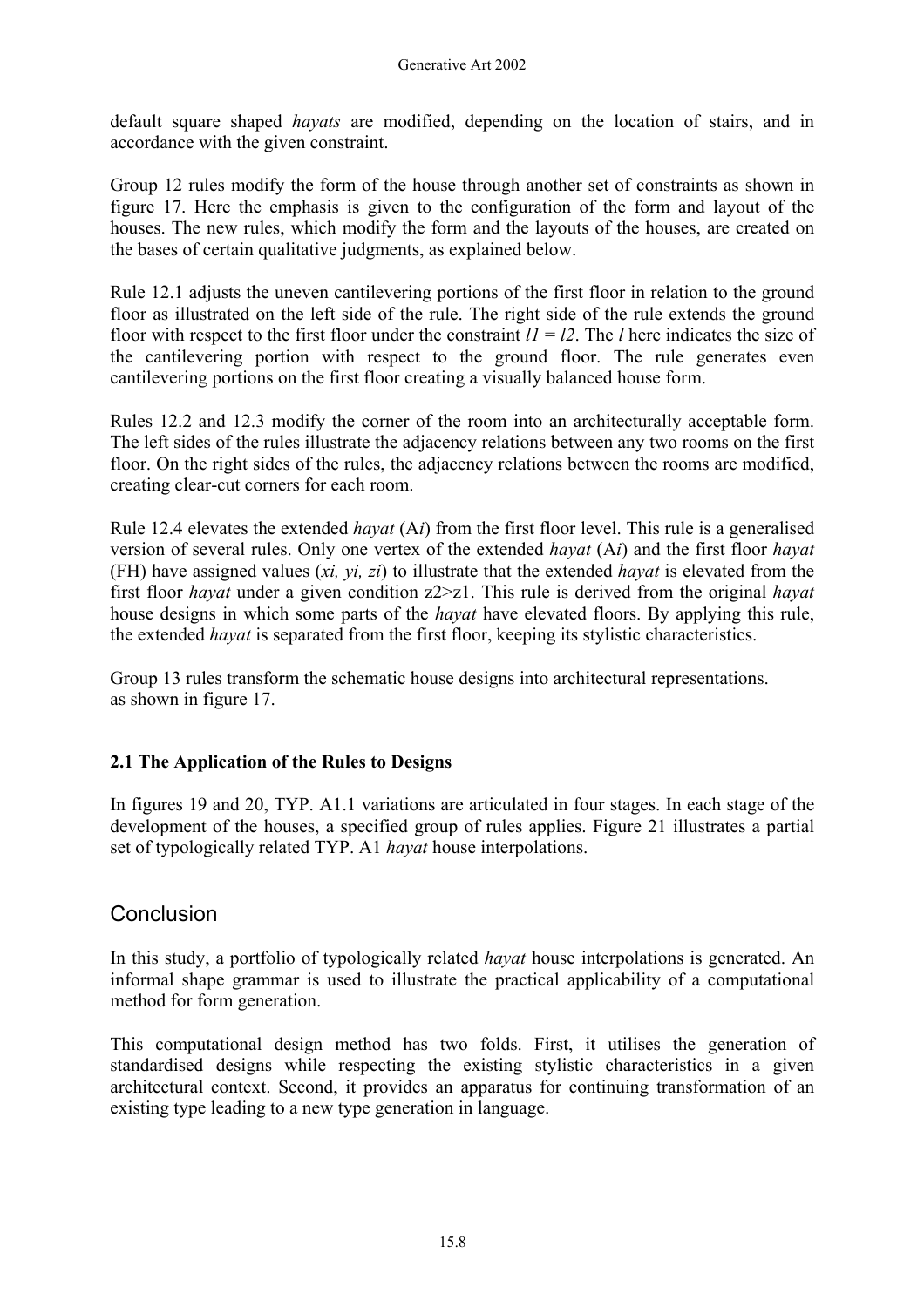default square shaped *hayats* are modified, depending on the location of stairs, and in accordance with the given constraint.

Group 12 rules modify the form of the house through another set of constraints as shown in figure 17. Here the emphasis is given to the configuration of the form and layout of the houses. The new rules, which modify the form and the layouts of the houses, are created on the bases of certain qualitative judgments, as explained below.

Rule 12.1 adjusts the uneven cantilevering portions of the first floor in relation to the ground floor as illustrated on the left side of the rule. The right side of the rule extends the ground floor with respect to the first floor under the constraint $l1 = l2$. The $l$ here indicates the size of the cantilevering portion with respect to the ground floor. The rule generates even cantilevering portions on the first floor creating a visually balanced house form.

Rules 12.2 and 12.3 modify the corner of the room into an architecturally acceptable form. The left sides of the rules illustrate the adjacency relations between any two rooms on the first floor. On the right sides of the rules, the adjacency relations between the rooms are modified, creating clear-cut corners for each room.

Rule 12.4 elevates the extended *hayat* (A*i*) from the first floor level. This rule is a generalised version of several rules. Only one vertex of the extended *hayat* (A*i*) and the first floor *hayat* (FH) have assigned values ($xi, yi, zi$) to illustrate that the extended *hayat* is elevated from the first floor *hayat* under a given condition $z2>z1$. This rule is derived from the original *hayat* house designs in which some parts of the *hayat* have elevated floors. By applying this rule, the extended *hayat* is separated from the first floor, keeping its stylistic characteristics.

Group 13 rules transform the schematic house designs into architectural representations. as shown in figure 17.

### 2.1 The Application of the Rules to Designs

In figures 19 and 20, TYP. A1.1 variations are articulated in four stages. In each stage of the development of the houses, a specified group of rules applies. Figure 21 illustrates a partial set of typologically related TYP. A1 *hayat* house interpolations.

## Conclusion

In this study, a portfolio of typologically related *hayat* house interpolations is generated. An informal shape grammar is used to illustrate the practical applicability of a computational method for form generation.

This computational design method has two folds. First, it utilises the generation of standardised designs while respecting the existing stylistic characteristics in a given architectural context. Second, it provides an apparatus for continuing transformation of an existing type leading to a new type generation in language.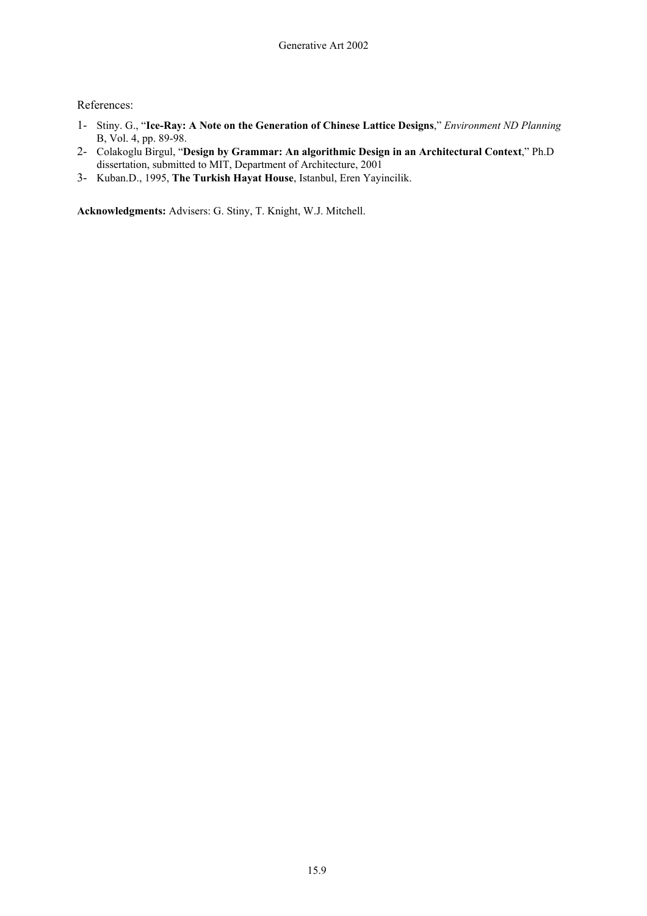References:

1- Stiny. G., "**Ice-Ray: A Note on the Generation of Chinese Lattice Designs**," *Environment ND Planning* B, Vol. 4, pp. 89-98.
2- Colakoglu Birgul, "**Design by Grammar: An algorithmic Design in an Architectural Context**," Ph.D dissertation, submitted to MIT, Department of Architecture, 2001
3- Kuban.D., 1995, **The Turkish Hayat House**, Istanbul, Eren Yayincilik.

**Acknowledgments:** Advisers: G. Stiny, T. Knight, W.J. Mitchell.